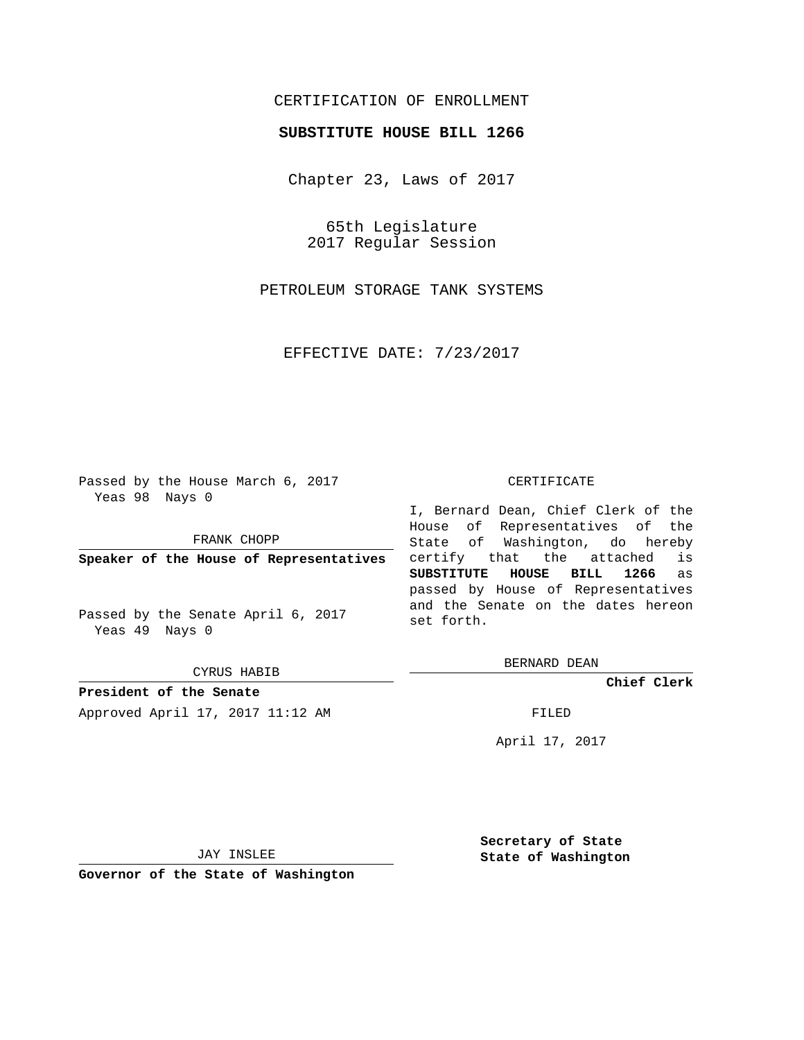CERTIFICATION OF ENROLLMENT

**SUBSTITUTE HOUSE BILL 1266**

Chapter 23, Laws of 2017

65th Legislature
2017 Regular Session

PETROLEUM STORAGE TANK SYSTEMS

EFFECTIVE DATE: 7/23/2017

Passed by the House March 6, 2017
Yeas 98 Nays 0

FRANK CHOPP

**Speaker of the House of Representatives**

Passed by the Senate April 6, 2017
Yeas 49 Nays 0

CYRUS HABIB

**President of the Senate**

Approved April 17, 2017 11:12 AM

JAY INSLEE

**Governor of the State of Washington**

CERTIFICATE

I, Bernard Dean, Chief Clerk of the House of Representatives of the State of Washington, do hereby certify that the attached is **SUBSTITUTE HOUSE BILL 1266** as passed by House of Representatives and the Senate on the dates hereon set forth.

BERNARD DEAN

**Chief Clerk**

FILED

April 17, 2017

**Secretary of State**
**State of Washington**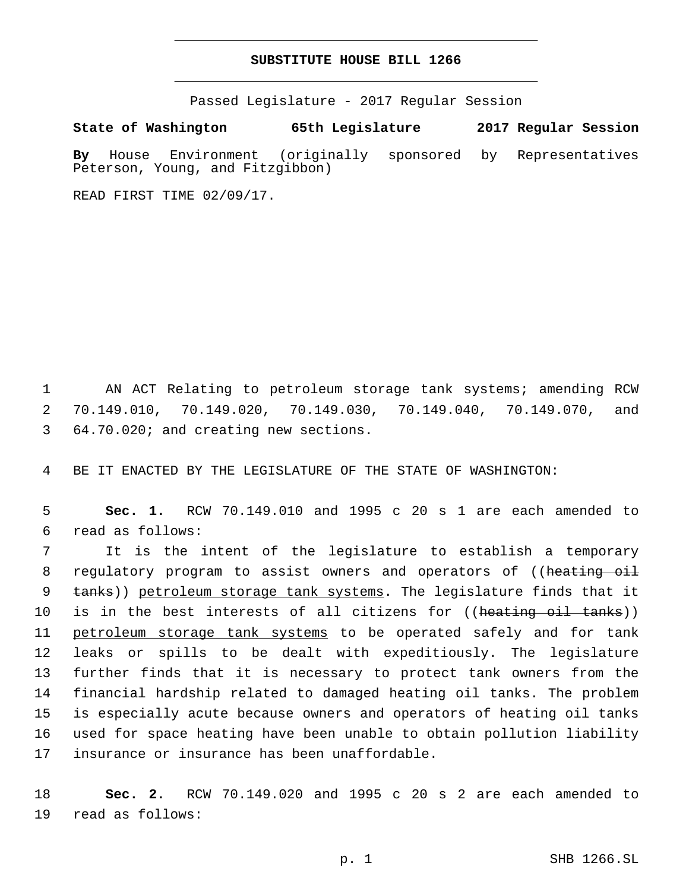# SUBSTITUTE HOUSE BILL 1266

Passed Legislature - 2017 Regular Session

**State of Washington 65th Legislature 2017 Regular Session**

**By** House Environment (originally sponsored by Representatives Peterson, Young, and Fitzgibbon)

READ FIRST TIME 02/09/17.

AN ACT Relating to petroleum storage tank systems; amending RCW 70.149.010, 70.149.020, 70.149.030, 70.149.040, 70.149.070, and 64.70.020; and creating new sections.

BE IT ENACTED BY THE LEGISLATURE OF THE STATE OF WASHINGTON:

**Sec. 1.** RCW 70.149.010 and 1995 c 20 s 1 are each amended to read as follows:

It is the intent of the legislature to establish a temporary regulatory program to assist owners and operators of ((~~heating oil tanks~~)) <u>petroleum storage tank systems</u>. The legislature finds that it is in the best interests of all citizens for ((~~heating oil tanks~~)) <u>petroleum storage tank systems</u> to be operated safely and for tank leaks or spills to be dealt with expeditiously. The legislature further finds that it is necessary to protect tank owners from the financial hardship related to damaged heating oil tanks. The problem is especially acute because owners and operators of heating oil tanks used for space heating have been unable to obtain pollution liability insurance or insurance has been unaffordable.

**Sec. 2.** RCW 70.149.020 and 1995 c 20 s 2 are each amended to read as follows: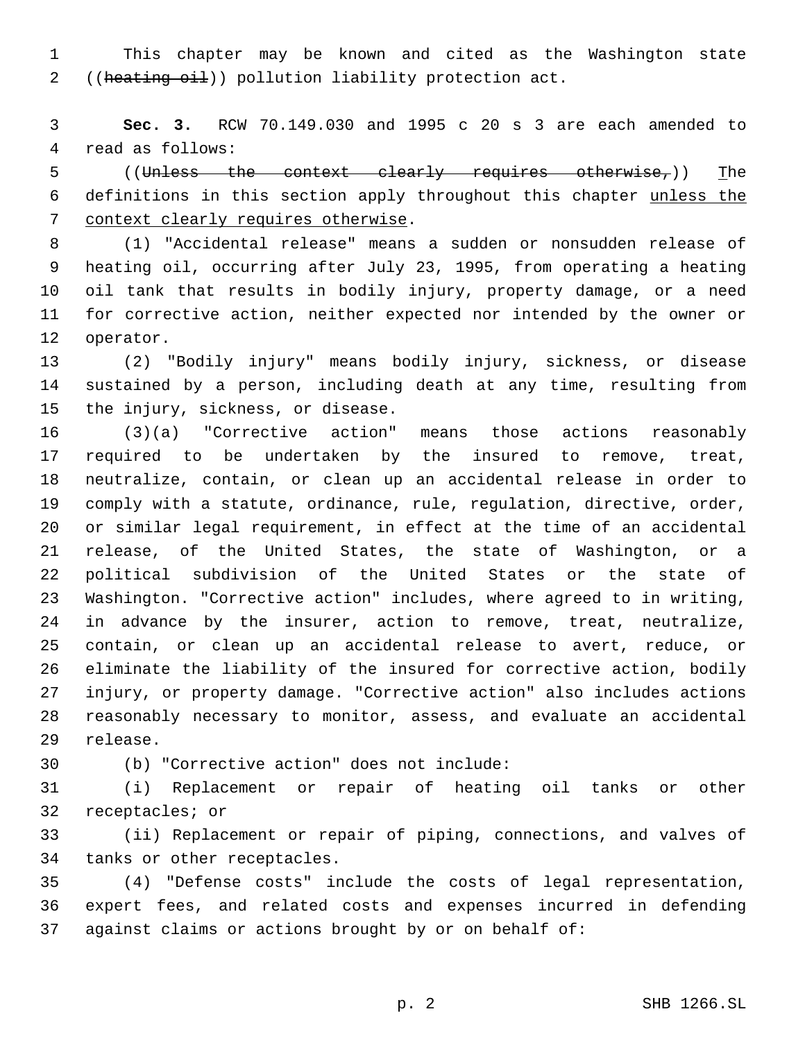This chapter may be known and cited as the Washington state ((~~heating oil~~)) pollution liability protection act.

**Sec. 3.** RCW 70.149.030 and 1995 c 20 s 3 are each amended to read as follows:

((~~Unless the context clearly requires otherwise,~~)) The definitions in this section apply throughout this chapter unless the context clearly requires otherwise.

(1) "Accidental release" means a sudden or nonsudden release of heating oil, occurring after July 23, 1995, from operating a heating oil tank that results in bodily injury, property damage, or a need for corrective action, neither expected nor intended by the owner or operator.

(2) "Bodily injury" means bodily injury, sickness, or disease sustained by a person, including death at any time, resulting from the injury, sickness, or disease.

(3)(a) "Corrective action" means those actions reasonably required to be undertaken by the insured to remove, treat, neutralize, contain, or clean up an accidental release in order to comply with a statute, ordinance, rule, regulation, directive, order, or similar legal requirement, in effect at the time of an accidental release, of the United States, the state of Washington, or a political subdivision of the United States or the state of Washington. "Corrective action" includes, where agreed to in writing, in advance by the insurer, action to remove, treat, neutralize, contain, or clean up an accidental release to avert, reduce, or eliminate the liability of the insured for corrective action, bodily injury, or property damage. "Corrective action" also includes actions reasonably necessary to monitor, assess, and evaluate an accidental release.

(b) "Corrective action" does not include:

(i) Replacement or repair of heating oil tanks or other receptacles; or

(ii) Replacement or repair of piping, connections, and valves of tanks or other receptacles.

(4) "Defense costs" include the costs of legal representation, expert fees, and related costs and expenses incurred in defending against claims or actions brought by or on behalf of: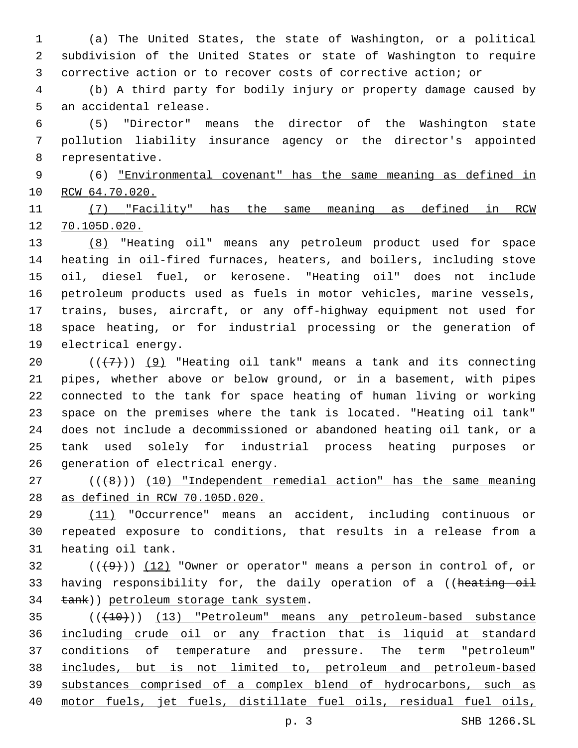(a) The United States, the state of Washington, or a political subdivision of the United States or state of Washington to require corrective action or to recover costs of corrective action; or

(b) A third party for bodily injury or property damage caused by an accidental release.

(5) "Director" means the director of the Washington state pollution liability insurance agency or the director's appointed representative.

(6) "Environmental covenant" has the same meaning as defined in RCW 64.70.020.

(7) "Facility" has the same meaning as defined in RCW 70.105D.020.

(8) "Heating oil" means any petroleum product used for space heating in oil-fired furnaces, heaters, and boilers, including stove oil, diesel fuel, or kerosene. "Heating oil" does not include petroleum products used as fuels in motor vehicles, marine vessels, trains, buses, aircraft, or any off-highway equipment not used for space heating, or for industrial processing or the generation of electrical energy.

(((7))) (9) "Heating oil tank" means a tank and its connecting pipes, whether above or below ground, or in a basement, with pipes connected to the tank for space heating of human living or working space on the premises where the tank is located. "Heating oil tank" does not include a decommissioned or abandoned heating oil tank, or a tank used solely for industrial process heating purposes or generation of electrical energy.

(((8))) (10) "Independent remedial action" has the same meaning as defined in RCW 70.105D.020.

(11) "Occurrence" means an accident, including continuous or repeated exposure to conditions, that results in a release from a heating oil tank.

(((9))) (12) "Owner or operator" means a person in control of, or having responsibility for, the daily operation of a ((heating oil tank)) petroleum storage tank system.

(((10))) (13) "Petroleum" means any petroleum-based substance including crude oil or any fraction that is liquid at standard conditions of temperature and pressure. The term "petroleum" includes, but is not limited to, petroleum and petroleum-based substances comprised of a complex blend of hydrocarbons, such as motor fuels, jet fuels, distillate fuel oils, residual fuel oils,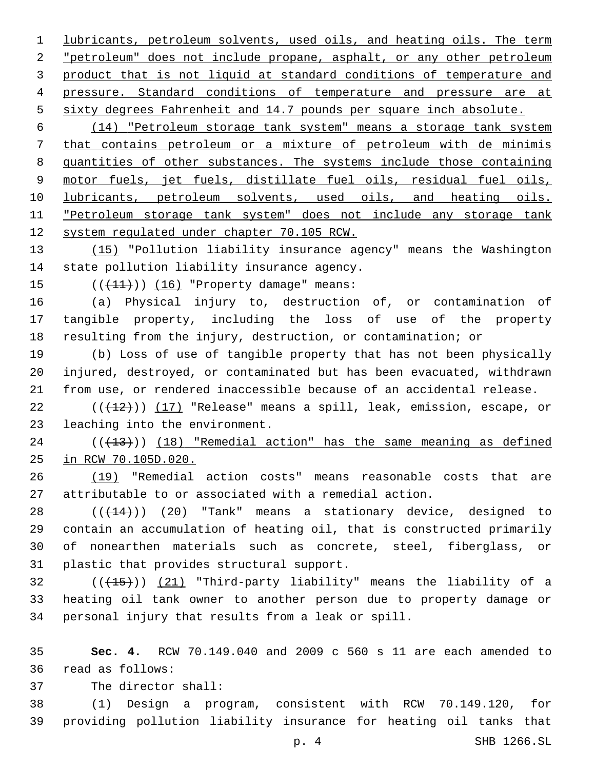lubricants, petroleum solvents, used oils, and heating oils. The term "petroleum" does not include propane, asphalt, or any other petroleum product that is not liquid at standard conditions of temperature and pressure. Standard conditions of temperature and pressure are at sixty degrees Fahrenheit and 14.7 pounds per square inch absolute.

(14) "Petroleum storage tank system" means a storage tank system that contains petroleum or a mixture of petroleum with de minimis quantities of other substances. The systems include those containing motor fuels, jet fuels, distillate fuel oils, residual fuel oils, lubricants, petroleum solvents, used oils, and heating oils. "Petroleum storage tank system" does not include any storage tank system regulated under chapter 70.105 RCW.

(15) "Pollution liability insurance agency" means the Washington state pollution liability insurance agency.

~~((11))~~ (16) "Property damage" means:

(a) Physical injury to, destruction of, or contamination of tangible property, including the loss of use of the property resulting from the injury, destruction, or contamination; or

(b) Loss of use of tangible property that has not been physically injured, destroyed, or contaminated but has been evacuated, withdrawn from use, or rendered inaccessible because of an accidental release.

~~((12))~~ (17) "Release" means a spill, leak, emission, escape, or leaching into the environment.

~~((13))~~ (18) "Remedial action" has the same meaning as defined in RCW 70.105D.020.

(19) "Remedial action costs" means reasonable costs that are attributable to or associated with a remedial action.

~~((14))~~ (20) "Tank" means a stationary device, designed to contain an accumulation of heating oil, that is constructed primarily of nonearthen materials such as concrete, steel, fiberglass, or plastic that provides structural support.

~~((15))~~ (21) "Third-party liability" means the liability of a heating oil tank owner to another person due to property damage or personal injury that results from a leak or spill.

**Sec. 4.** RCW 70.149.040 and 2009 c 560 s 11 are each amended to read as follows:

The director shall:

(1) Design a program, consistent with RCW 70.149.120, for providing pollution liability insurance for heating oil tanks that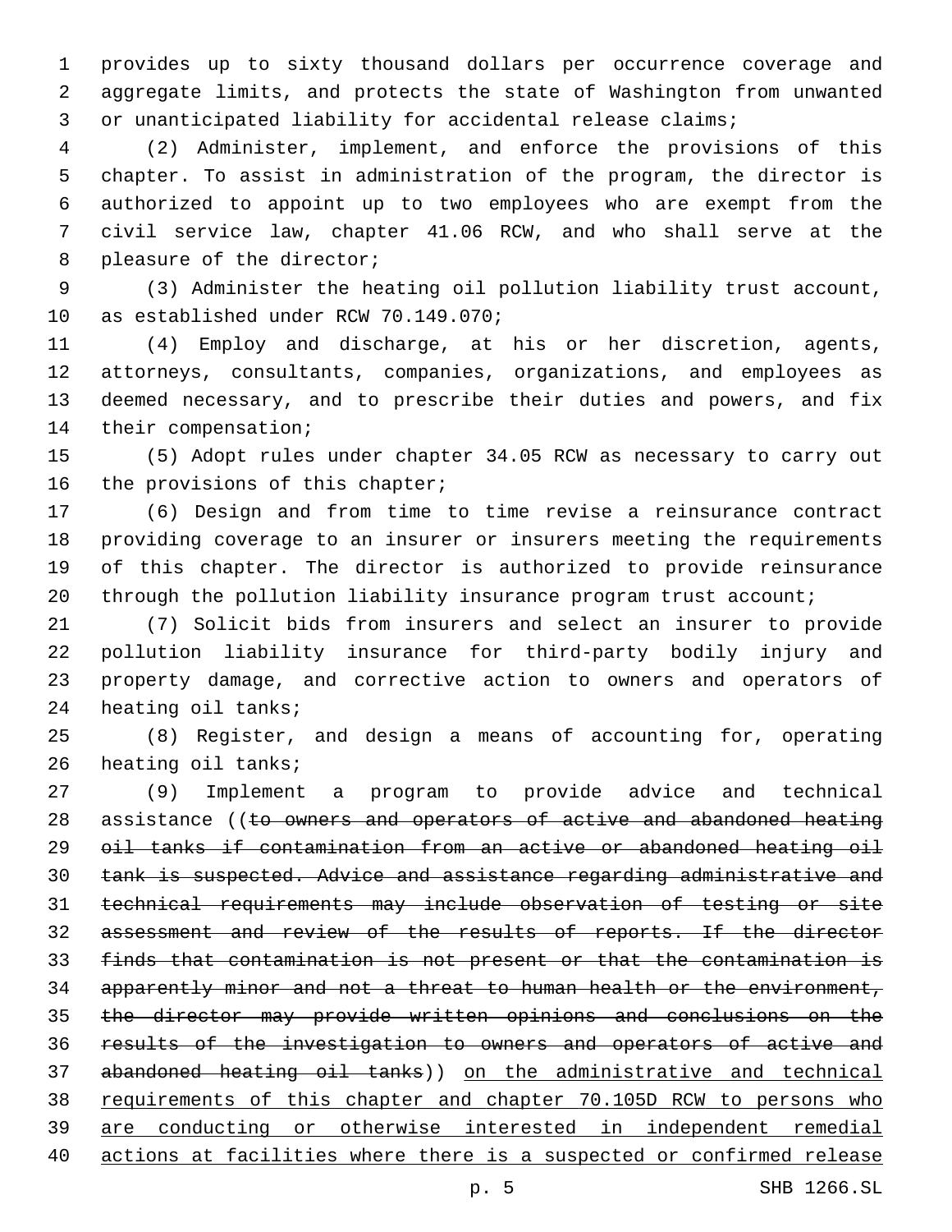provides up to sixty thousand dollars per occurrence coverage and aggregate limits, and protects the state of Washington from unwanted or unanticipated liability for accidental release claims;

(2) Administer, implement, and enforce the provisions of this chapter. To assist in administration of the program, the director is authorized to appoint up to two employees who are exempt from the civil service law, chapter 41.06 RCW, and who shall serve at the pleasure of the director;

(3) Administer the heating oil pollution liability trust account, as established under RCW 70.149.070;

(4) Employ and discharge, at his or her discretion, agents, attorneys, consultants, companies, organizations, and employees as deemed necessary, and to prescribe their duties and powers, and fix their compensation;

(5) Adopt rules under chapter 34.05 RCW as necessary to carry out the provisions of this chapter;

(6) Design and from time to time revise a reinsurance contract providing coverage to an insurer or insurers meeting the requirements of this chapter. The director is authorized to provide reinsurance through the pollution liability insurance program trust account;

(7) Solicit bids from insurers and select an insurer to provide pollution liability insurance for third-party bodily injury and property damage, and corrective action to owners and operators of heating oil tanks;

(8) Register, and design a means of accounting for, operating heating oil tanks;

(9) Implement a program to provide advice and technical assistance ((~~to owners and operators of active and abandoned heating oil tanks if contamination from an active or abandoned heating oil tank is suspected. Advice and assistance regarding administrative and technical requirements may include observation of testing or site assessment and review of the results of reports. If the director finds that contamination is not present or that the contamination is apparently minor and not a threat to human health or the environment, the director may provide written opinions and conclusions on the results of the investigation to owners and operators of active and abandoned heating oil tanks~~)) <u>on the administrative and technical requirements of this chapter and chapter 70.105D RCW to persons who are conducting or otherwise interested in independent remedial actions at facilities where there is a suspected or confirmed release</u>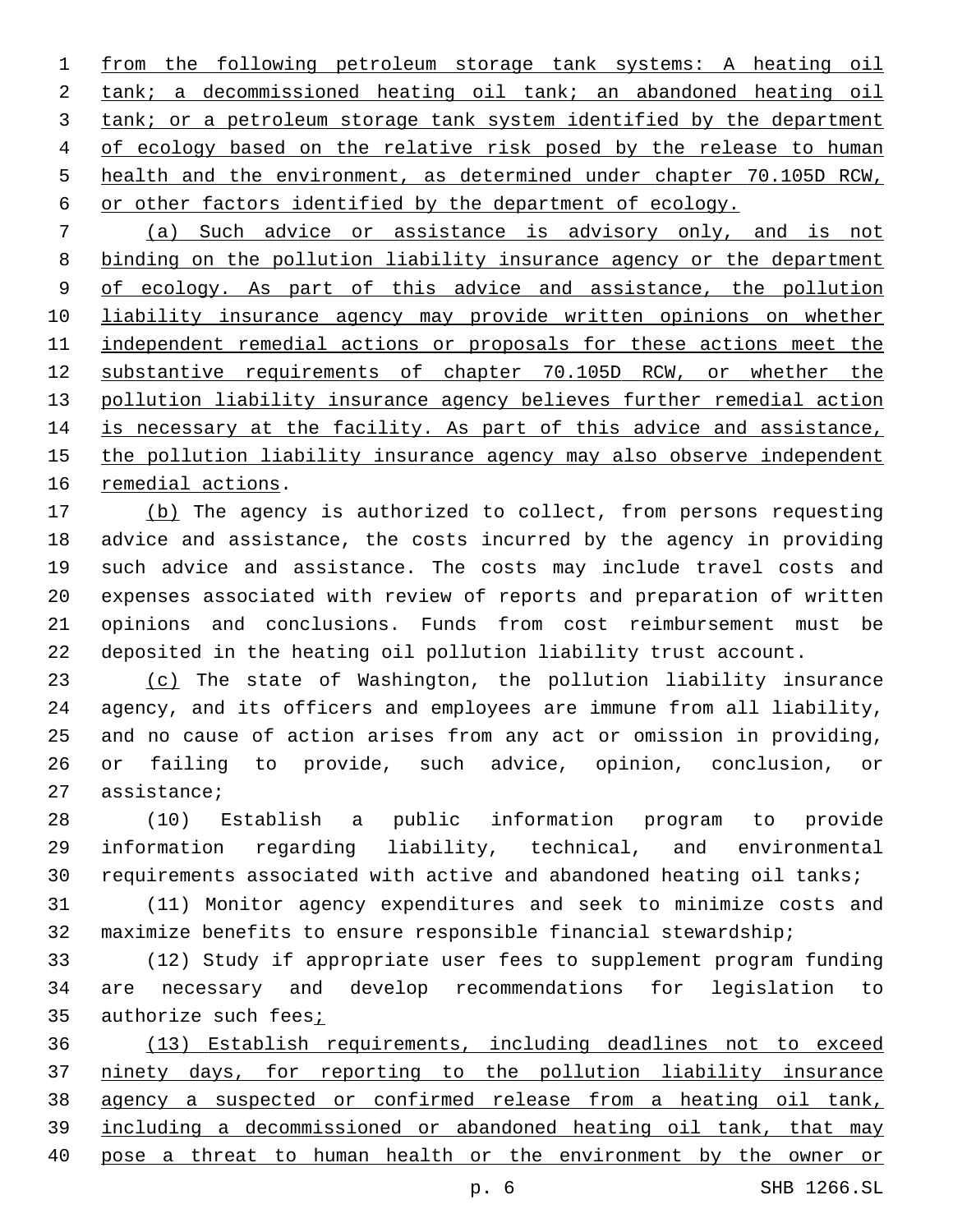from the following petroleum storage tank systems: A heating oil tank; a decommissioned heating oil tank; an abandoned heating oil tank; or a petroleum storage tank system identified by the department of ecology based on the relative risk posed by the release to human health and the environment, as determined under chapter 70.105D RCW, or other factors identified by the department of ecology.

(a) Such advice or assistance is advisory only, and is not binding on the pollution liability insurance agency or the department of ecology. As part of this advice and assistance, the pollution liability insurance agency may provide written opinions on whether independent remedial actions or proposals for these actions meet the substantive requirements of chapter 70.105D RCW, or whether the pollution liability insurance agency believes further remedial action is necessary at the facility. As part of this advice and assistance, the pollution liability insurance agency may also observe independent remedial actions.

(b) The agency is authorized to collect, from persons requesting advice and assistance, the costs incurred by the agency in providing such advice and assistance. The costs may include travel costs and expenses associated with review of reports and preparation of written opinions and conclusions. Funds from cost reimbursement must be deposited in the heating oil pollution liability trust account.

(c) The state of Washington, the pollution liability insurance agency, and its officers and employees are immune from all liability, and no cause of action arises from any act or omission in providing, or failing to provide, such advice, opinion, conclusion, or assistance;

(10) Establish a public information program to provide information regarding liability, technical, and environmental requirements associated with active and abandoned heating oil tanks;

(11) Monitor agency expenditures and seek to minimize costs and maximize benefits to ensure responsible financial stewardship;

(12) Study if appropriate user fees to supplement program funding are necessary and develop recommendations for legislation to authorize such fees;

(13) Establish requirements, including deadlines not to exceed ninety days, for reporting to the pollution liability insurance agency a suspected or confirmed release from a heating oil tank, including a decommissioned or abandoned heating oil tank, that may pose a threat to human health or the environment by the owner or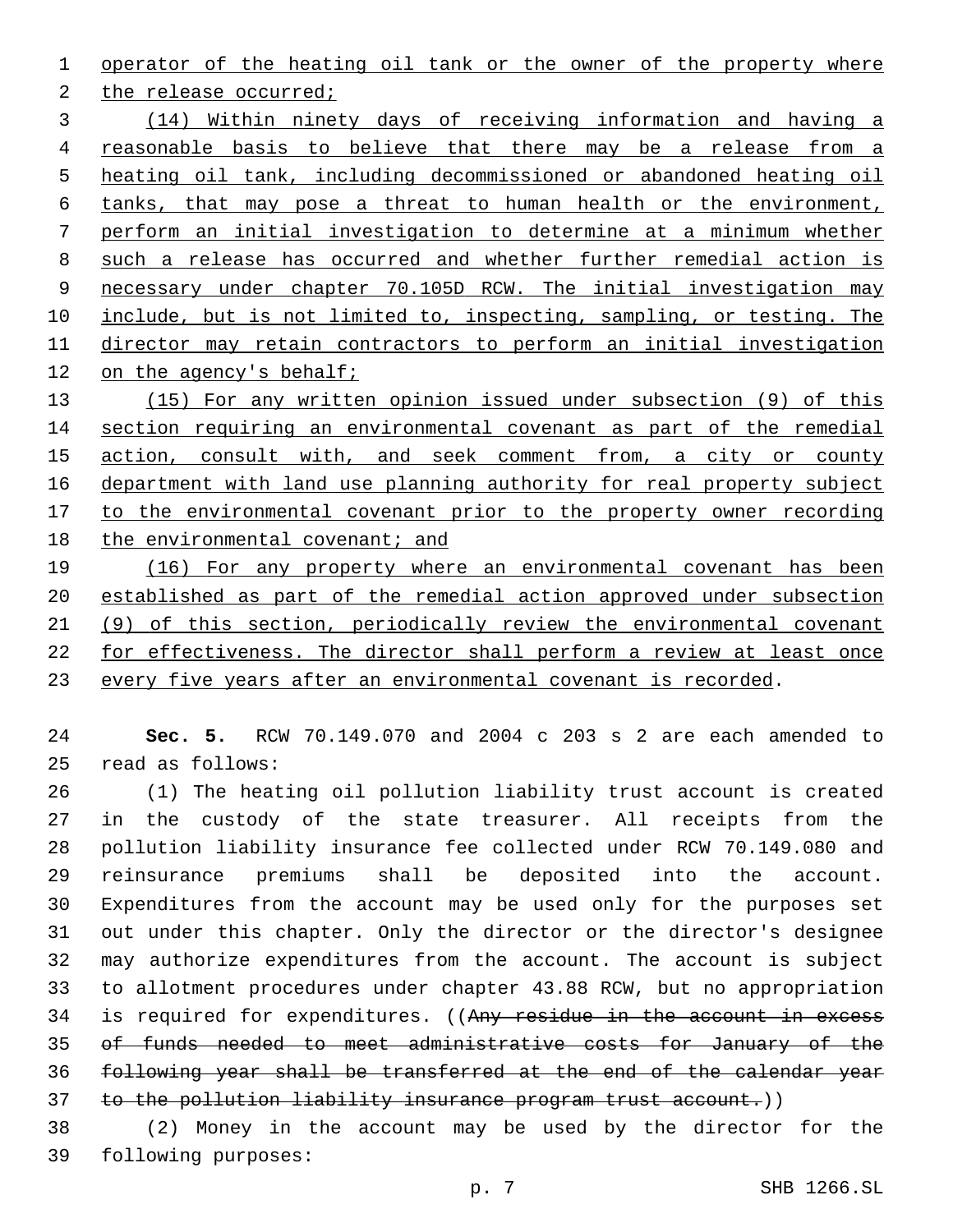operator of the heating oil tank or the owner of the property where the release occurred;

(14) Within ninety days of receiving information and having a reasonable basis to believe that there may be a release from a heating oil tank, including decommissioned or abandoned heating oil tanks, that may pose a threat to human health or the environment, perform an initial investigation to determine at a minimum whether such a release has occurred and whether further remedial action is necessary under chapter 70.105D RCW. The initial investigation may include, but is not limited to, inspecting, sampling, or testing. The director may retain contractors to perform an initial investigation on the agency's behalf;

(15) For any written opinion issued under subsection (9) of this section requiring an environmental covenant as part of the remedial action, consult with, and seek comment from, a city or county department with land use planning authority for real property subject to the environmental covenant prior to the property owner recording the environmental covenant; and

(16) For any property where an environmental covenant has been established as part of the remedial action approved under subsection (9) of this section, periodically review the environmental covenant for effectiveness. The director shall perform a review at least once every five years after an environmental covenant is recorded.

**Sec. 5.** RCW 70.149.070 and 2004 c 203 s 2 are each amended to read as follows:

(1) The heating oil pollution liability trust account is created in the custody of the state treasurer. All receipts from the pollution liability insurance fee collected under RCW 70.149.080 and reinsurance premiums shall be deposited into the account. Expenditures from the account may be used only for the purposes set out under this chapter. Only the director or the director's designee may authorize expenditures from the account. The account is subject to allotment procedures under chapter 43.88 RCW, but no appropriation is required for expenditures. ((~~Any residue in the account in excess of funds needed to meet administrative costs for January of the following year shall be transferred at the end of the calendar year to the pollution liability insurance program trust account.~~))

(2) Money in the account may be used by the director for the following purposes: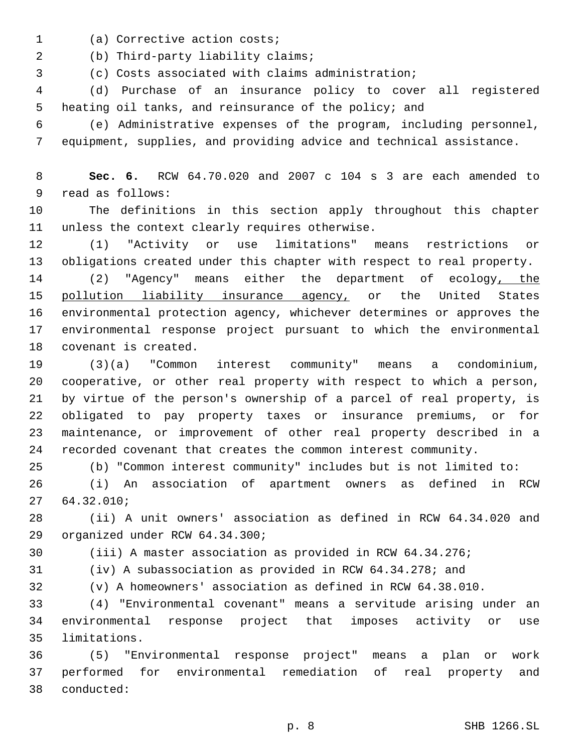(a) Corrective action costs;

(b) Third-party liability claims;

(c) Costs associated with claims administration;

(d) Purchase of an insurance policy to cover all registered heating oil tanks, and reinsurance of the policy; and

(e) Administrative expenses of the program, including personnel, equipment, supplies, and providing advice and technical assistance.

**Sec. 6.** RCW 64.70.020 and 2007 c 104 s 3 are each amended to read as follows:

The definitions in this section apply throughout this chapter unless the context clearly requires otherwise.

(1) "Activity or use limitations" means restrictions or obligations created under this chapter with respect to real property.

(2) "Agency" means either the department of ecology, the pollution liability insurance agency, or the United States environmental protection agency, whichever determines or approves the environmental response project pursuant to which the environmental covenant is created.

(3)(a) "Common interest community" means a condominium, cooperative, or other real property with respect to which a person, by virtue of the person's ownership of a parcel of real property, is obligated to pay property taxes or insurance premiums, or for maintenance, or improvement of other real property described in a recorded covenant that creates the common interest community.

(b) "Common interest community" includes but is not limited to:

(i) An association of apartment owners as defined in RCW 64.32.010;

(ii) A unit owners' association as defined in RCW 64.34.020 and organized under RCW 64.34.300;

(iii) A master association as provided in RCW 64.34.276;

(iv) A subassociation as provided in RCW 64.34.278; and

(v) A homeowners' association as defined in RCW 64.38.010.

(4) "Environmental covenant" means a servitude arising under an environmental response project that imposes activity or use limitations.

(5) "Environmental response project" means a plan or work performed for environmental remediation of real property and conducted: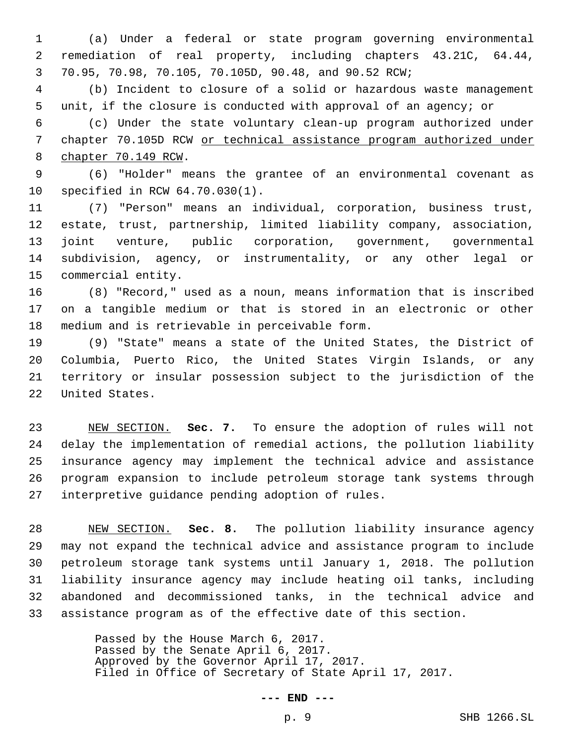(a) Under a federal or state program governing environmental remediation of real property, including chapters 43.21C, 64.44, 70.95, 70.98, 70.105, 70.105D, 90.48, and 90.52 RCW;

(b) Incident to closure of a solid or hazardous waste management unit, if the closure is conducted with approval of an agency; or

(c) Under the state voluntary clean-up program authorized under chapter 70.105D RCW <u>or technical assistance program authorized under chapter 70.149 RCW</u>.

(6) "Holder" means the grantee of an environmental covenant as specified in RCW 64.70.030(1).

(7) "Person" means an individual, corporation, business trust, estate, trust, partnership, limited liability company, association, joint venture, public corporation, government, governmental subdivision, agency, or instrumentality, or any other legal or commercial entity.

(8) "Record," used as a noun, means information that is inscribed on a tangible medium or that is stored in an electronic or other medium and is retrievable in perceivable form.

(9) "State" means a state of the United States, the District of Columbia, Puerto Rico, the United States Virgin Islands, or any territory or insular possession subject to the jurisdiction of the United States.

<u>NEW SECTION.</u> **Sec. 7.** To ensure the adoption of rules will not delay the implementation of remedial actions, the pollution liability insurance agency may implement the technical advice and assistance program expansion to include petroleum storage tank systems through interpretive guidance pending adoption of rules.

<u>NEW SECTION.</u> **Sec. 8.** The pollution liability insurance agency may not expand the technical advice and assistance program to include petroleum storage tank systems until January 1, 2018. The pollution liability insurance agency may include heating oil tanks, including abandoned and decommissioned tanks, in the technical advice and assistance program as of the effective date of this section.

Passed by the House March 6, 2017.
Passed by the Senate April 6, 2017.
Approved by the Governor April 17, 2017.
Filed in Office of Secretary of State April 17, 2017.

**--- END ---**